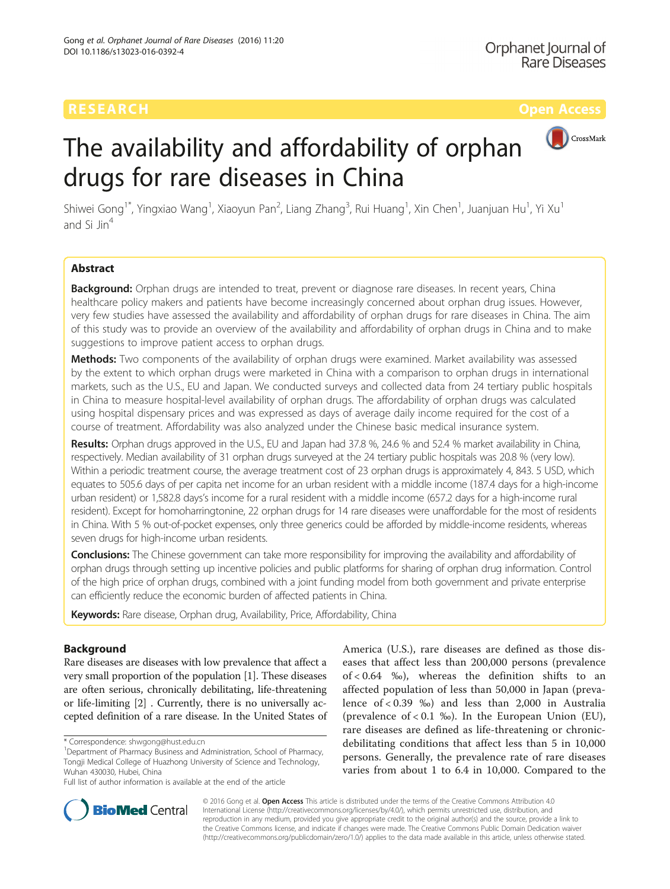RESEARCH Open Access

# The availability and affordability of orphan drugs for rare diseases in China

Shiwei Gong[1*], Yingxiao Wang[1], Xiaoyun Pan[2], Liang Zhang[3], Rui Huang[1], Xin Chen[1], Juanjuan Hu[1], Yi Xu[1] and Si Jin[4]

## Abstract

**Background:** Orphan drugs are intended to treat, prevent or diagnose rare diseases. In recent years, China healthcare policy makers and patients have become increasingly concerned about orphan drug issues. However, very few studies have assessed the availability and affordability of orphan drugs for rare diseases in China. The aim of this study was to provide an overview of the availability and affordability of orphan drugs in China and to make suggestions to improve patient access to orphan drugs.

**Methods:** Two components of the availability of orphan drugs were examined. Market availability was assessed by the extent to which orphan drugs were marketed in China with a comparison to orphan drugs in international markets, such as the U.S., EU and Japan. We conducted surveys and collected data from 24 tertiary public hospitals in China to measure hospital-level availability of orphan drugs. The affordability of orphan drugs was calculated using hospital dispensary prices and was expressed as days of average daily income required for the cost of a course of treatment. Affordability was also analyzed under the Chinese basic medical insurance system.

**Results:** Orphan drugs approved in the U.S., EU and Japan had 37.8 %, 24.6 % and 52.4 % market availability in China, respectively. Median availability of 31 orphan drugs surveyed at the 24 tertiary public hospitals was 20.8 % (very low). Within a periodic treatment course, the average treatment cost of 23 orphan drugs is approximately 4, 843. 5 USD, which equates to 505.6 days of per capita net income for an urban resident with a middle income (187.4 days for a high-income urban resident) or 1,582.8 days's income for a rural resident with a middle income (657.2 days for a high-income rural resident). Except for homoharringtonine, 22 orphan drugs for 14 rare diseases were unaffordable for the most of residents in China. With 5 % out-of-pocket expenses, only three generics could be afforded by middle-income residents, whereas seven drugs for high-income urban residents.

**Conclusions:** The Chinese government can take more responsibility for improving the availability and affordability of orphan drugs through setting up incentive policies and public platforms for sharing of orphan drug information. Control of the high price of orphan drugs, combined with a joint funding model from both government and private enterprise can efficiently reduce the economic burden of affected patients in China.

**Keywords:** Rare disease, Orphan drug, Availability, Price, Affordability, China

## Background

Rare diseases are diseases with low prevalence that affect a very small proportion of the population [1]. These diseases are often serious, chronically debilitating, life-threatening or life-limiting [2] . Currently, there is no universally accepted definition of a rare disease. In the United States of America (U.S.), rare diseases are defined as those diseases that affect less than 200,000 persons (prevalence of < 0.64 ‰), whereas the definition shifts to an affected population of less than 50,000 in Japan (prevalence of < 0.39 ‰) and less than 2,000 in Australia (prevalence of < 0.1 ‰). In the European Union (EU), rare diseases are defined as life-threatening or chronic-debilitating conditions that affect less than 5 in 10,000 persons. Generally, the prevalence rate of rare diseases varies from about 1 to 6.4 in 10,000. Compared to the

\* Correspondence: shwgong@hust.edu.cn
[1]Department of Pharmacy Business and Administration, School of Pharmacy, Tongji Medical College of Huazhong University of Science and Technology, Wuhan 430030, Hubei, China
Full list of author information is available at the end of the article

© 2016 Gong et al. **Open Access** This article is distributed under the terms of the Creative Commons Attribution 4.0 International License (http://creativecommons.org/licenses/by/4.0/), which permits unrestricted use, distribution, and reproduction in any medium, provided you give appropriate credit to the original author(s) and the source, provide a link to the Creative Commons license, and indicate if changes were made. The Creative Commons Public Domain Dedication waiver (http://creativecommons.org/publicdomain/zero/1.0/) applies to the data made available in this article, unless otherwise stated.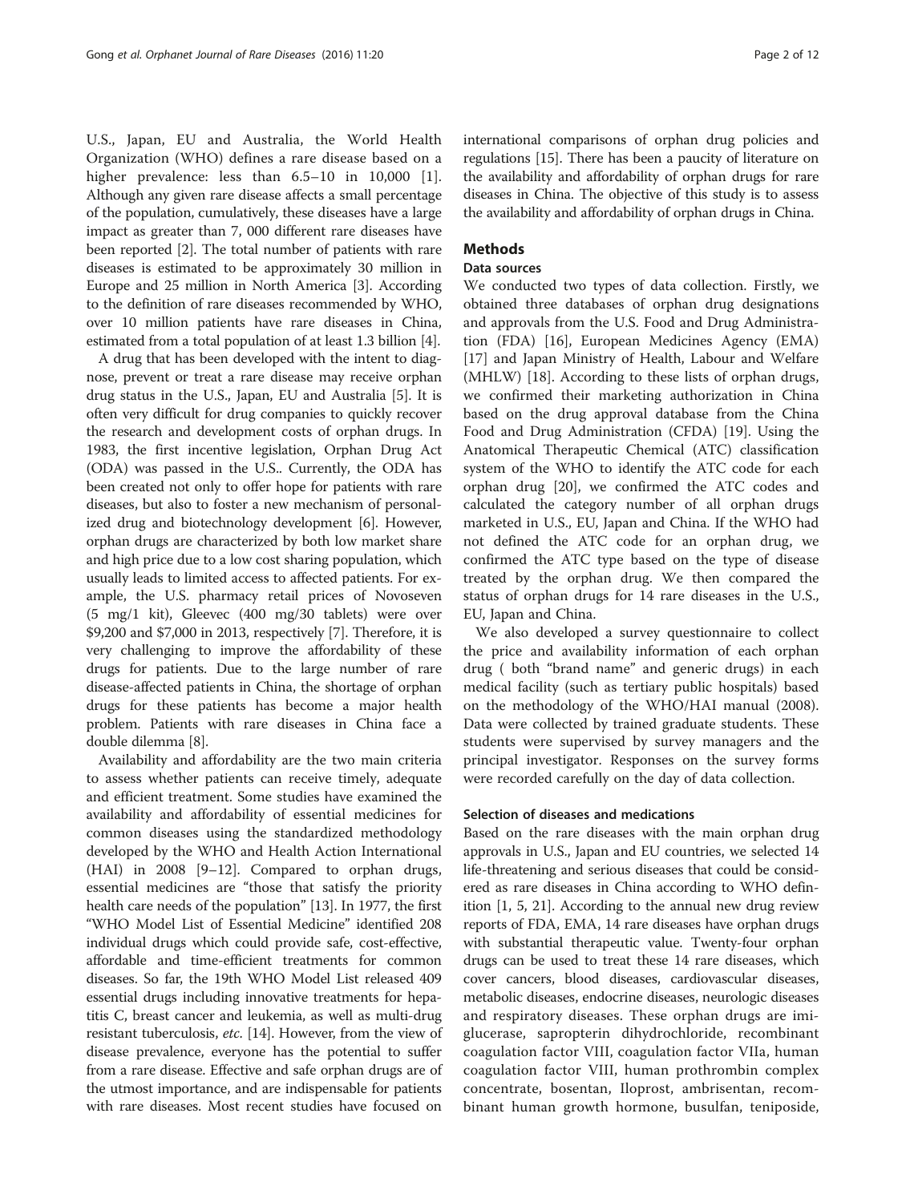U.S., Japan, EU and Australia, the World Health Organization (WHO) defines a rare disease based on a higher prevalence: less than 6.5–10 in 10,000 [1]. Although any given rare disease affects a small percentage of the population, cumulatively, these diseases have a large impact as greater than 7, 000 different rare diseases have been reported [2]. The total number of patients with rare diseases is estimated to be approximately 30 million in Europe and 25 million in North America [3]. According to the definition of rare diseases recommended by WHO, over 10 million patients have rare diseases in China, estimated from a total population of at least 1.3 billion [4].

A drug that has been developed with the intent to diagnose, prevent or treat a rare disease may receive orphan drug status in the U.S., Japan, EU and Australia [5]. It is often very difficult for drug companies to quickly recover the research and development costs of orphan drugs. In 1983, the first incentive legislation, Orphan Drug Act (ODA) was passed in the U.S.. Currently, the ODA has been created not only to offer hope for patients with rare diseases, but also to foster a new mechanism of personalized drug and biotechnology development [6]. However, orphan drugs are characterized by both low market share and high price due to a low cost sharing population, which usually leads to limited access to affected patients. For example, the U.S. pharmacy retail prices of Novoseven (5 mg/1 kit), Gleevec (400 mg/30 tablets) were over $9,200 and $7,000 in 2013, respectively [7]. Therefore, it is very challenging to improve the affordability of these drugs for patients. Due to the large number of rare disease-affected patients in China, the shortage of orphan drugs for these patients has become a major health problem. Patients with rare diseases in China face a double dilemma [8].

Availability and affordability are the two main criteria to assess whether patients can receive timely, adequate and efficient treatment. Some studies have examined the availability and affordability of essential medicines for common diseases using the standardized methodology developed by the WHO and Health Action International (HAI) in 2008 [9–12]. Compared to orphan drugs, essential medicines are "those that satisfy the priority health care needs of the population" [13]. In 1977, the first "WHO Model List of Essential Medicine" identified 208 individual drugs which could provide safe, cost-effective, affordable and time-efficient treatments for common diseases. So far, the 19th WHO Model List released 409 essential drugs including innovative treatments for hepatitis C, breast cancer and leukemia, as well as multi-drug resistant tuberculosis, *etc.* [14]. However, from the view of disease prevalence, everyone has the potential to suffer from a rare disease. Effective and safe orphan drugs are of the utmost importance, and are indispensable for patients with rare diseases. Most recent studies have focused on international comparisons of orphan drug policies and regulations [15]. There has been a paucity of literature on the availability and affordability of orphan drugs for rare diseases in China. The objective of this study is to assess the availability and affordability of orphan drugs in China.

## Methods

### Data sources

We conducted two types of data collection. Firstly, we obtained three databases of orphan drug designations and approvals from the U.S. Food and Drug Administration (FDA) [16], European Medicines Agency (EMA) [17] and Japan Ministry of Health, Labour and Welfare (MHLW) [18]. According to these lists of orphan drugs, we confirmed their marketing authorization in China based on the drug approval database from the China Food and Drug Administration (CFDA) [19]. Using the Anatomical Therapeutic Chemical (ATC) classification system of the WHO to identify the ATC code for each orphan drug [20], we confirmed the ATC codes and calculated the category number of all orphan drugs marketed in U.S., EU, Japan and China. If the WHO had not defined the ATC code for an orphan drug, we confirmed the ATC type based on the type of disease treated by the orphan drug. We then compared the status of orphan drugs for 14 rare diseases in the U.S., EU, Japan and China.

We also developed a survey questionnaire to collect the price and availability information of each orphan drug ( both "brand name" and generic drugs) in each medical facility (such as tertiary public hospitals) based on the methodology of the WHO/HAI manual (2008). Data were collected by trained graduate students. These students were supervised by survey managers and the principal investigator. Responses on the survey forms were recorded carefully on the day of data collection.

### Selection of diseases and medications

Based on the rare diseases with the main orphan drug approvals in U.S., Japan and EU countries, we selected 14 life-threatening and serious diseases that could be considered as rare diseases in China according to WHO definition [1, 5, 21]. According to the annual new drug review reports of FDA, EMA, 14 rare diseases have orphan drugs with substantial therapeutic value. Twenty-four orphan drugs can be used to treat these 14 rare diseases, which cover cancers, blood diseases, cardiovascular diseases, metabolic diseases, endocrine diseases, neurologic diseases and respiratory diseases. These orphan drugs are imiglucerase, sapropterin dihydrochloride, recombinant coagulation factor VIII, coagulation factor VIIa, human coagulation factor VIII, human prothrombin complex concentrate, bosentan, Iloprost, ambrisentan, recombinant human growth hormone, busulfan, teniposide,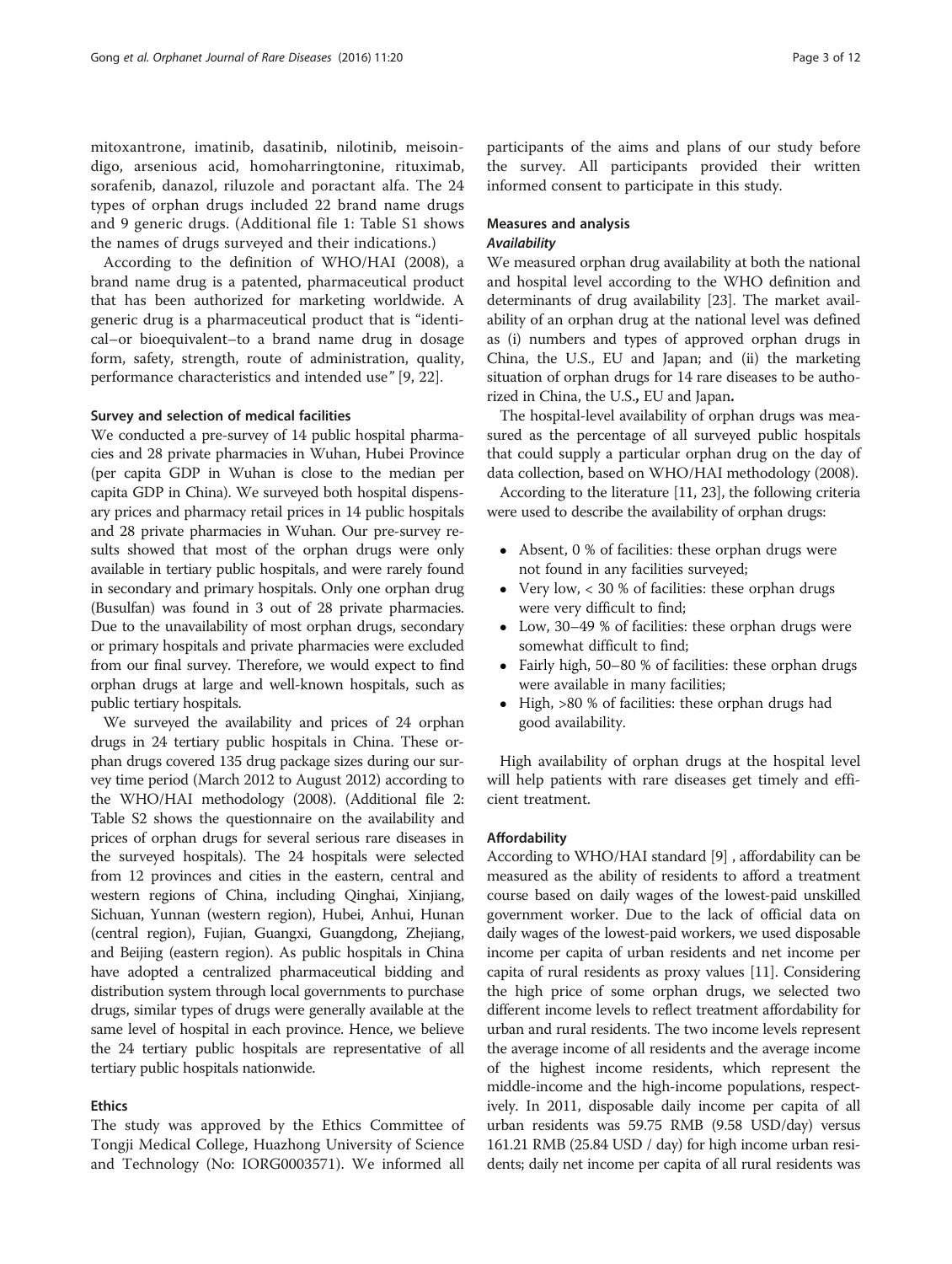mitoxantrone, imatinib, dasatinib, nilotinib, meisoindigo, arsenious acid, homoharringtonine, rituximab, sorafenib, danazol, riluzole and poractant alfa. The 24 types of orphan drugs included 22 brand name drugs and 9 generic drugs. (Additional file 1: Table S1 shows the names of drugs surveyed and their indications.)

According to the definition of WHO/HAI (2008), a brand name drug is a patented, pharmaceutical product that has been authorized for marketing worldwide. A generic drug is a pharmaceutical product that is "identical–or bioequivalent–to a brand name drug in dosage form, safety, strength, route of administration, quality, performance characteristics and intended use" [9, 22].

### Survey and selection of medical facilities

We conducted a pre-survey of 14 public hospital pharmacies and 28 private pharmacies in Wuhan, Hubei Province (per capita GDP in Wuhan is close to the median per capita GDP in China). We surveyed both hospital dispensary prices and pharmacy retail prices in 14 public hospitals and 28 private pharmacies in Wuhan. Our pre-survey results showed that most of the orphan drugs were only available in tertiary public hospitals, and were rarely found in secondary and primary hospitals. Only one orphan drug (Busulfan) was found in 3 out of 28 private pharmacies. Due to the unavailability of most orphan drugs, secondary or primary hospitals and private pharmacies were excluded from our final survey. Therefore, we would expect to find orphan drugs at large and well-known hospitals, such as public tertiary hospitals.

We surveyed the availability and prices of 24 orphan drugs in 24 tertiary public hospitals in China. These orphan drugs covered 135 drug package sizes during our survey time period (March 2012 to August 2012) according to the WHO/HAI methodology (2008). (Additional file 2: Table S2 shows the questionnaire on the availability and prices of orphan drugs for several serious rare diseases in the surveyed hospitals). The 24 hospitals were selected from 12 provinces and cities in the eastern, central and western regions of China, including Qinghai, Xinjiang, Sichuan, Yunnan (western region), Hubei, Anhui, Hunan (central region), Fujian, Guangxi, Guangdong, Zhejiang, and Beijing (eastern region). As public hospitals in China have adopted a centralized pharmaceutical bidding and distribution system through local governments to purchase drugs, similar types of drugs were generally available at the same level of hospital in each province. Hence, we believe the 24 tertiary public hospitals are representative of all tertiary public hospitals nationwide.

### Ethics

The study was approved by the Ethics Committee of Tongji Medical College, Huazhong University of Science and Technology (No: IORG0003571). We informed all participants of the aims and plans of our study before the survey. All participants provided their written informed consent to participate in this study.

### Measures and analysis

#### *Availability*

We measured orphan drug availability at both the national and hospital level according to the WHO definition and determinants of drug availability [23]. The market availability of an orphan drug at the national level was defined as (i) numbers and types of approved orphan drugs in China, the U.S., EU and Japan; and (ii) the marketing situation of orphan drugs for 14 rare diseases to be authorized in China, the U.S., EU and Japan.

The hospital-level availability of orphan drugs was measured as the percentage of all surveyed public hospitals that could supply a particular orphan drug on the day of data collection, based on WHO/HAI methodology (2008).

According to the literature [11, 23], the following criteria were used to describe the availability of orphan drugs:

- Absent, 0 % of facilities: these orphan drugs were not found in any facilities surveyed;
- Very low, < 30 % of facilities: these orphan drugs were very difficult to find;
- Low, 30–49 % of facilities: these orphan drugs were somewhat difficult to find;
- Fairly high, 50–80 % of facilities: these orphan drugs were available in many facilities;
- High, >80 % of facilities: these orphan drugs had good availability.

High availability of orphan drugs at the hospital level will help patients with rare diseases get timely and efficient treatment.

#### Affordability

According to WHO/HAI standard [9] , affordability can be measured as the ability of residents to afford a treatment course based on daily wages of the lowest-paid unskilled government worker. Due to the lack of official data on daily wages of the lowest-paid workers, we used disposable income per capita of urban residents and net income per capita of rural residents as proxy values [11]. Considering the high price of some orphan drugs, we selected two different income levels to reflect treatment affordability for urban and rural residents. The two income levels represent the average income of all residents and the average income of the highest income residents, which represent the middle-income and the high-income populations, respectively. In 2011, disposable daily income per capita of all urban residents was 59.75 RMB (9.58 USD/day) versus 161.21 RMB (25.84 USD / day) for high income urban residents; daily net income per capita of all rural residents was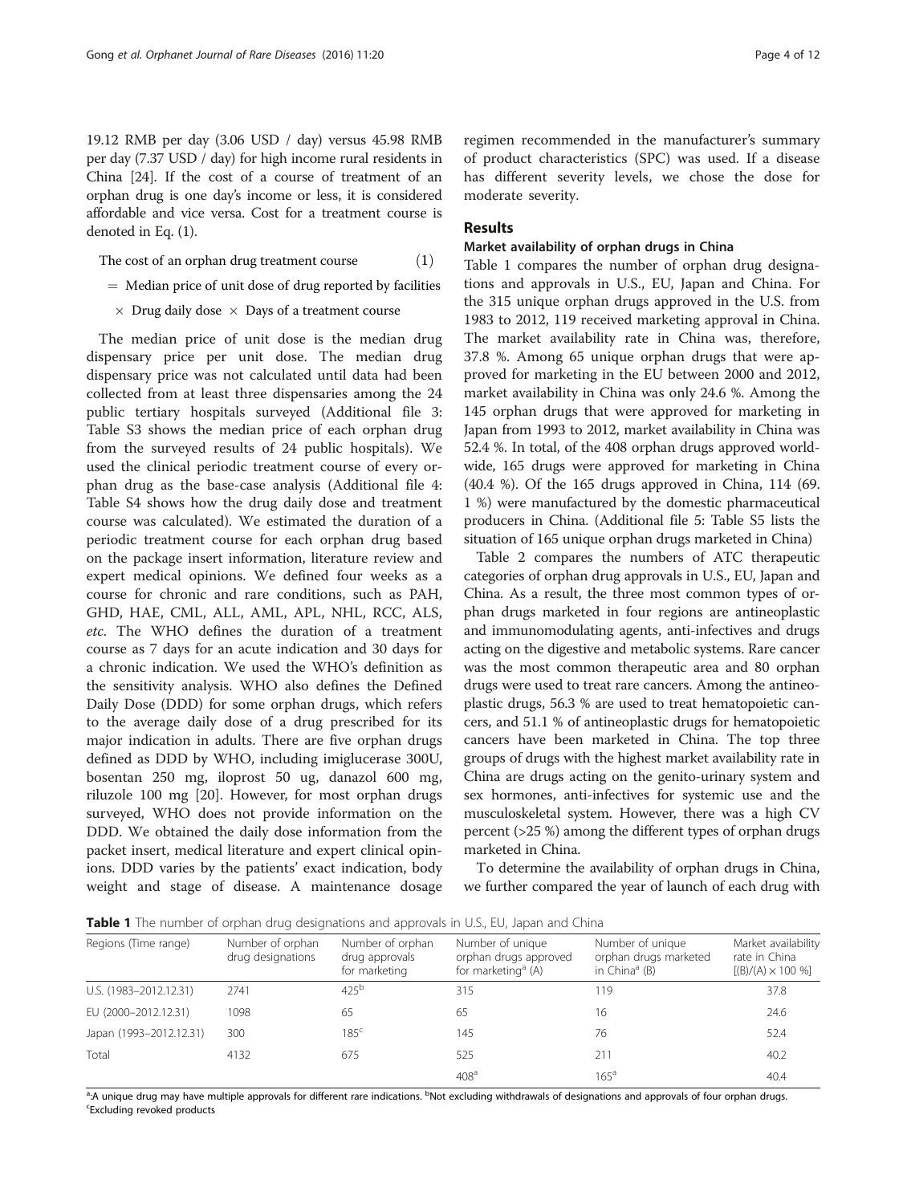19.12 RMB per day (3.06 USD / day) versus 45.98 RMB per day (7.37 USD / day) for high income rural residents in China [24]. If the cost of a course of treatment of an orphan drug is one day's income or less, it is considered affordable and vice versa. Cost for a treatment course is denoted in Eq. (1).

$$\begin{aligned}&\text{The cost of an orphan drug treatment course} \\ &= \text{Median price of unit dose of drug reported by facilities} \\ &\quad \times \text{ Drug daily dose } \times \text{ Days of a treatment course}\end{aligned} \tag{1}$$

The median price of unit dose is the median drug dispensary price per unit dose. The median drug dispensary price was not calculated until data had been collected from at least three dispensaries among the 24 public tertiary hospitals surveyed (Additional file 3: Table S3 shows the median price of each orphan drug from the surveyed results of 24 public hospitals). We used the clinical periodic treatment course of every orphan drug as the base-case analysis (Additional file 4: Table S4 shows how the drug daily dose and treatment course was calculated). We estimated the duration of a periodic treatment course for each orphan drug based on the package insert information, literature review and expert medical opinions. We defined four weeks as a course for chronic and rare conditions, such as PAH, GHD, HAE, CML, ALL, AML, APL, NHL, RCC, ALS, *etc*. The WHO defines the duration of a treatment course as 7 days for an acute indication and 30 days for a chronic indication. We used the WHO's definition as the sensitivity analysis. WHO also defines the Defined Daily Dose (DDD) for some orphan drugs, which refers to the average daily dose of a drug prescribed for its major indication in adults. There are five orphan drugs defined as DDD by WHO, including imiglucerase 300U, bosentan 250 mg, iloprost 50 ug, danazol 600 mg, riluzole 100 mg [20]. However, for most orphan drugs surveyed, WHO does not provide information on the DDD. We obtained the daily dose information from the packet insert, medical literature and expert clinical opinions. DDD varies by the patients' exact indication, body weight and stage of disease. A maintenance dosage regimen recommended in the manufacturer's summary of product characteristics (SPC) was used. If a disease has different severity levels, we chose the dose for moderate severity.

## Results

### Market availability of orphan drugs in China

Table 1 compares the number of orphan drug designations and approvals in U.S., EU, Japan and China. For the 315 unique orphan drugs approved in the U.S. from 1983 to 2012, 119 received marketing approval in China. The market availability rate in China was, therefore, 37.8 %. Among 65 unique orphan drugs that were approved for marketing in the EU between 2000 and 2012, market availability in China was only 24.6 %. Among the 145 orphan drugs that were approved for marketing in Japan from 1993 to 2012, market availability in China was 52.4 %. In total, of the 408 orphan drugs approved worldwide, 165 drugs were approved for marketing in China (40.4 %). Of the 165 drugs approved in China, 114 (69.1 %) were manufactured by the domestic pharmaceutical producers in China. (Additional file 5: Table S5 lists the situation of 165 unique orphan drugs marketed in China)

Table 2 compares the numbers of ATC therapeutic categories of orphan drug approvals in U.S., EU, Japan and China. As a result, the three most common types of orphan drugs marketed in four regions are antineoplastic and immunomodulating agents, anti-infectives and drugs acting on the digestive and metabolic systems. Rare cancer was the most common therapeutic area and 80 orphan drugs were used to treat rare cancers. Among the antineoplastic drugs, 56.3 % are used to treat hematopoietic cancers, and 51.1 % of antineoplastic drugs for hematopoietic cancers have been marketed in China. The top three groups of drugs with the highest market availability rate in China are drugs acting on the genito-urinary system and sex hormones, anti-infectives for systemic use and the musculoskeletal system. However, there was a high CV percent (>25 %) among the different types of orphan drugs marketed in China.

To determine the availability of orphan drugs in China, we further compared the year of launch of each drug with

**Table 1** The number of orphan drug designations and approvals in U.S., EU, Japan and China

| Regions (Time range) | Number of orphan drug designations | Number of orphan drug approvals for marketing | Number of unique orphan drugs approved for marketing[a] (A) | Number of unique orphan drugs marketed in China[a] (B) | Market availability rate in China [(B)/(A) × 100 %] |
|---|---|---|---|---|---|
| U.S. (1983–2012.12.31) | 2741 | 425[b] | 315 | 119 | 37.8 |
| EU (2000–2012.12.31) | 1098 | 65 | 65 | 16 | 24.6 |
| Japan (1993–2012.12.31) | 300 | 185[c] | 145 | 76 | 52.4 |
| Total | 4132 | 675 | 525 | 211 | 40.2 |
| | | | 408[a] | 165[a] | 40.4 |

[a]:A unique drug may have multiple approvals for different rare indications. [b]Not excluding withdrawals of designations and approvals of four orphan drugs. [c]Excluding revoked products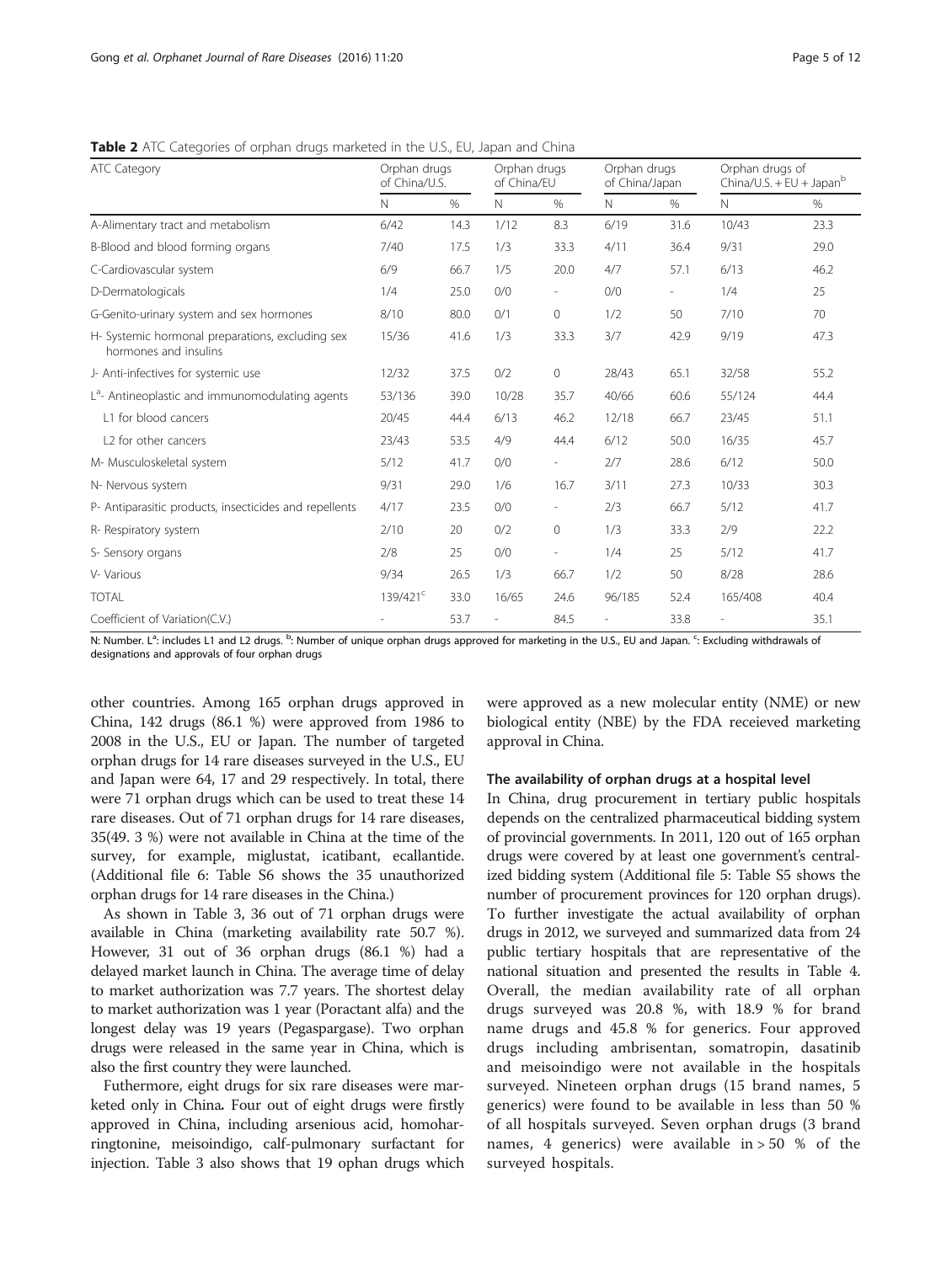**Table 2** ATC Categories of orphan drugs marketed in the U.S., EU, Japan and China

| ATC Category | Orphan drugs of China/U.S. | | Orphan drugs of China/EU | | Orphan drugs of China/Japan | | Orphan drugs of China/U.S. + EU + Japan[b] | |
|---|---|---|---|---|---|---|---|---|
| | N | % | N | % | N | % | N | % |
| A-Alimentary tract and metabolism | 6/42 | 14.3 | 1/12 | 8.3 | 6/19 | 31.6 | 10/43 | 23.3 |
| B-Blood and blood forming organs | 7/40 | 17.5 | 1/3 | 33.3 | 4/11 | 36.4 | 9/31 | 29.0 |
| C-Cardiovascular system | 6/9 | 66.7 | 1/5 | 20.0 | 4/7 | 57.1 | 6/13 | 46.2 |
| D-Dermatologicals | 1/4 | 25.0 | 0/0 | - | 0/0 | - | 1/4 | 25 |
| G-Genito-urinary system and sex hormones | 8/10 | 80.0 | 0/1 | 0 | 1/2 | 50 | 7/10 | 70 |
| H- Systemic hormonal preparations, excluding sex hormones and insulins | 15/36 | 41.6 | 1/3 | 33.3 | 3/7 | 42.9 | 9/19 | 47.3 |
| J- Anti-infectives for systemic use | 12/32 | 37.5 | 0/2 | 0 | 28/43 | 65.1 | 32/58 | 55.2 |
| L[a]- Antineoplastic and immunomodulating agents | 53/136 | 39.0 | 10/28 | 35.7 | 40/66 | 60.6 | 55/124 | 44.4 |
| L1 for blood cancers | 20/45 | 44.4 | 6/13 | 46.2 | 12/18 | 66.7 | 23/45 | 51.1 |
| L2 for other cancers | 23/43 | 53.5 | 4/9 | 44.4 | 6/12 | 50.0 | 16/35 | 45.7 |
| M- Musculoskeletal system | 5/12 | 41.7 | 0/0 | - | 2/7 | 28.6 | 6/12 | 50.0 |
| N- Nervous system | 9/31 | 29.0 | 1/6 | 16.7 | 3/11 | 27.3 | 10/33 | 30.3 |
| P- Antiparasitic products, insecticides and repellents | 4/17 | 23.5 | 0/0 | - | 2/3 | 66.7 | 5/12 | 41.7 |
| R- Respiratory system | 2/10 | 20 | 0/2 | 0 | 1/3 | 33.3 | 2/9 | 22.2 |
| S- Sensory organs | 2/8 | 25 | 0/0 | - | 1/4 | 25 | 5/12 | 41.7 |
| V- Various | 9/34 | 26.5 | 1/3 | 66.7 | 1/2 | 50 | 8/28 | 28.6 |
| TOTAL | 139/421[c] | 33.0 | 16/65 | 24.6 | 96/185 | 52.4 | 165/408 | 40.4 |
| Coefficient of Variation(C.V.) | - | 53.7 | - | 84.5 | - | 33.8 | - | 35.1 |

N: Number. L[a]: includes L1 and L2 drugs. [b]: Number of unique orphan drugs approved for marketing in the U.S., EU and Japan. [c]: Excluding withdrawals of designations and approvals of four orphan drugs

other countries. Among 165 orphan drugs approved in China, 142 drugs (86.1 %) were approved from 1986 to 2008 in the U.S., EU or Japan. The number of targeted orphan drugs for 14 rare diseases surveyed in the U.S., EU and Japan were 64, 17 and 29 respectively. In total, there were 71 orphan drugs which can be used to treat these 14 rare diseases. Out of 71 orphan drugs for 14 rare diseases, 35(49. 3 %) were not available in China at the time of the survey, for example, miglustat, icatibant, ecallantide. (Additional file 6: Table S6 shows the 35 unauthorized orphan drugs for 14 rare diseases in the China.)

As shown in Table 3, 36 out of 71 orphan drugs were available in China (marketing availability rate 50.7 %). However, 31 out of 36 orphan drugs (86.1 %) had a delayed market launch in China. The average time of delay to market authorization was 7.7 years. The shortest delay to market authorization was 1 year (Poractant alfa) and the longest delay was 19 years (Pegaspargase). Two orphan drugs were released in the same year in China, which is also the first country they were launched.

Futhermore, eight drugs for six rare diseases were marketed only in China**.** Four out of eight drugs were firstly approved in China, including arsenious acid, homoharringtonine, meisoindigo, calf-pulmonary surfactant for injection. Table 3 also shows that 19 ophan drugs which were approved as a new molecular entity (NME) or new biological entity (NBE) by the FDA receieved marketing approval in China.

### The availability of orphan drugs at a hospital level

In China, drug procurement in tertiary public hospitals depends on the centralized pharmaceutical bidding system of provincial governments. In 2011, 120 out of 165 orphan drugs were covered by at least one government's centralized bidding system (Additional file 5: Table S5 shows the number of procurement provinces for 120 orphan drugs). To further investigate the actual availability of orphan drugs in 2012, we surveyed and summarized data from 24 public tertiary hospitals that are representative of the national situation and presented the results in Table 4. Overall, the median availability rate of all orphan drugs surveyed was 20.8 %, with 18.9 % for brand name drugs and 45.8 % for generics. Four approved drugs including ambrisentan, somatropin, dasatinib and meisoindigo were not available in the hospitals surveyed. Nineteen orphan drugs (15 brand names, 5 generics) were found to be available in less than 50 % of all hospitals surveyed. Seven orphan drugs (3 brand names, 4 generics) were available in > 50 % of the surveyed hospitals.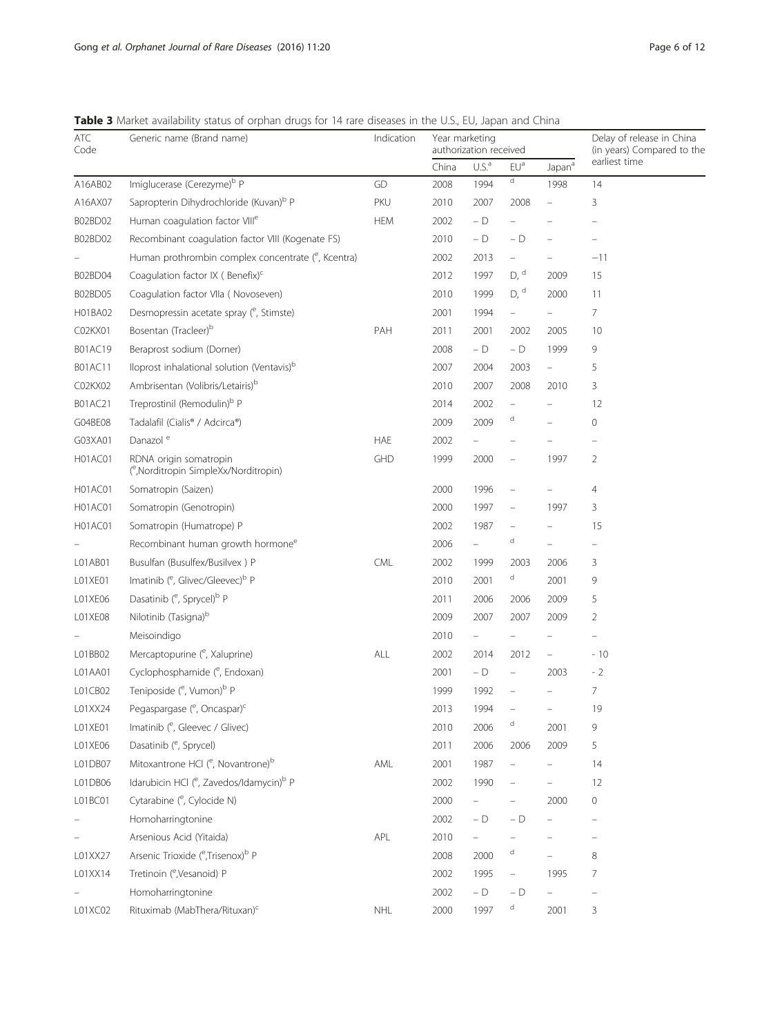**Table 3** Market availability status of orphan drugs for 14 rare diseases in the U.S., EU, Japan and China

| ATC Code | Generic name (Brand name) | Indication | Year marketing authorization received | | | | Delay of release in China (in years) Compared to the earliest time |
|---|---|---|---|---|---|---|---|
| | | | China | U.S.[a] | EU[a] | Japan[a] | |
| A16AB02 | Imiglucerase (Cerezyme)[b] P | GD | 2008 | 1994 | d | 1998 | 14 |
| A16AX07 | Sapropterin Dihydrochloride (Kuvan)[b] P | PKU | 2010 | 2007 | 2008 | – | 3 |
| B02BD02 | Human coagulation factor VIII[e] | HEM | 2002 | – D | – | – | – |
| B02BD02 | Recombinant coagulation factor VIII (Kogenate FS) | | 2010 | – D | – D | – | – |
| – | Human prothrombin complex concentrate ([e], Kcentra) | | 2002 | 2013 | – | – | −11 |
| B02BD04 | Coagulation factor IX ( Benefix)[c] | | 2012 | 1997 | D, [d] | 2009 | 15 |
| B02BD05 | Coagulation factor VIIa ( Novoseven) | | 2010 | 1999 | D, [d] | 2000 | 11 |
| H01BA02 | Desmopressin acetate spray ([e], Stimste) | | 2001 | 1994 | – | – | 7 |
| C02KX01 | Bosentan (Tracleer)[b] | PAH | 2011 | 2001 | 2002 | 2005 | 10 |
| B01AC19 | Beraprost sodium (Dorner) | | 2008 | – D | – D | 1999 | 9 |
| B01AC11 | Iloprost inhalational solution (Ventavis)[b] | | 2007 | 2004 | 2003 | – | 5 |
| C02KX02 | Ambrisentan (Volibris/Letairis)[b] | | 2010 | 2007 | 2008 | 2010 | 3 |
| B01AC21 | Treprostinil (Remodulin)[b] P | | 2014 | 2002 | – | – | 12 |
| G04BE08 | Tadalafil (Cialis® / Adcirca®) | | 2009 | 2009 | d | – | 0 |
| G03XA01 | Danazol [e] | HAE | 2002 | – | – | – | – |
| H01AC01 | RDNA origin somatropin ([e],Norditropin SimpleXx/Norditropin) | GHD | 1999 | 2000 | – | 1997 | 2 |
| H01AC01 | Somatropin (Saizen) | | 2000 | 1996 | – | – | 4 |
| H01AC01 | Somatropin (Genotropin) | | 2000 | 1997 | – | 1997 | 3 |
| H01AC01 | Somatropin (Humatrope) P | | 2002 | 1987 | – | – | 15 |
| – | Recombinant human growth hormone[e] | | 2006 | – | d | – | – |
| L01AB01 | Busulfan (Busulfex/Busilvex ) P | CML | 2002 | 1999 | 2003 | 2006 | 3 |
| L01XE01 | Imatinib ([e], Glivec/Gleevec)[b] P | | 2010 | 2001 | d | 2001 | 9 |
| L01XE06 | Dasatinib ([e], Sprycel)[b] P | | 2011 | 2006 | 2006 | 2009 | 5 |
| L01XE08 | Nilotinib (Tasigna)[b] | | 2009 | 2007 | 2007 | 2009 | 2 |
| – | Meisoindigo | | 2010 | – | – | – | – |
| L01BB02 | Mercaptopurine ([e], Xaluprine) | ALL | 2002 | 2014 | 2012 | – | - 10 |
| L01AA01 | Cyclophosphamide ([e], Endoxan) | | 2001 | – D | – | 2003 | - 2 |
| L01CB02 | Teniposide ([e], Vumon)[b] P | | 1999 | 1992 | – | – | 7 |
| L01XX24 | Pegaspargase ([e], Oncaspar)[c] | | 2013 | 1994 | – | – | 19 |
| L01XE01 | Imatinib ([e], Gleevec / Glivec) | | 2010 | 2006 | d | 2001 | 9 |
| L01XE06 | Dasatinib ([e], Sprycel) | | 2011 | 2006 | 2006 | 2009 | 5 |
| L01DB07 | Mitoxantrone HCl ([e], Novantrone)[b] | AML | 2001 | 1987 | – | – | 14 |
| L01DB06 | Idarubicin HCl ([e], Zavedos/Idamycin)[b] P | | 2002 | 1990 | – | – | 12 |
| L01BC01 | Cytarabine ([e], Cylocide N) | | 2000 | – | – | 2000 | 0 |
| – | Homoharringtonine | | 2002 | – D | – D | – | – |
| – | Arsenious Acid (Yitaida) | APL | 2010 | – | – | – | – |
| L01XX27 | Arsenic Trioxide ([e],Trisenox)[b] P | | 2008 | 2000 | d | – | 8 |
| L01XX14 | Tretinoin ([e],Vesanoid) P | | 2002 | 1995 | – | 1995 | 7 |
| – | Homoharringtonine | | 2002 | – D | – D | – | – |
| L01XC02 | Rituximab (MabThera/Rituxan)[c] | NHL | 2000 | 1997 | d | 2001 | 3 |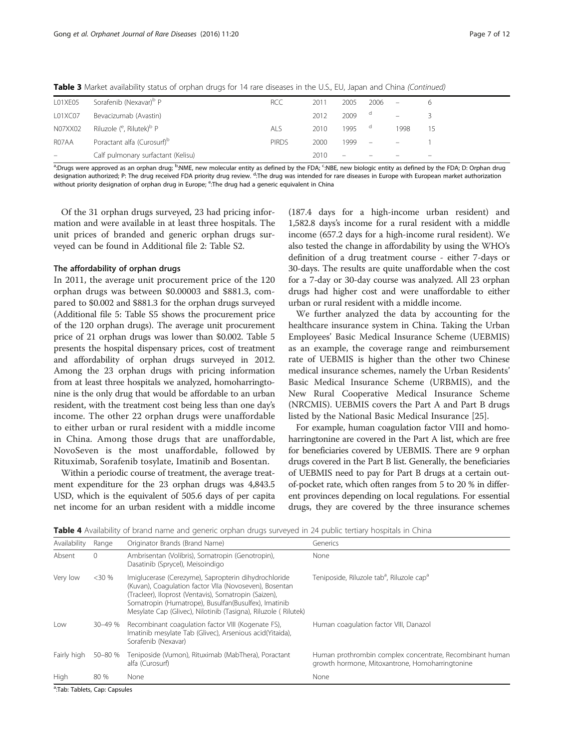**Table 3** Market availability status of orphan drugs for 14 rare diseases in the U.S., EU, Japan and China *(Continued)*

| | | | | | | | |
|---|---|---|---|---|---|---|---|
| L01XE05 | Sorafenib (Nexavar)[b] P | RCC | 2011 | 2005 | 2006 | – | 6 |
| L01XC07 | Bevacizumab (Avastin) | | 2012 | 2009 | d | – | 3 |
| N07XX02 | Riluzole ([e], Rilutek)[b] P | ALS | 2010 | 1995 | d | 1998 | 15 |
| R07AA | Poractant alfa (Curosurf)[b] | PIRDS | 2000 | 1999 | – | – | 1 |
| – | Calf pulmonary surfactant (Kelisu) | | 2010 | – | – | – | – |

[a]:Drugs were approved as an orphan drug; [b]:NME, new molecular entity as defined by the FDA; [c]:NBE, new biologic entity as defined by the FDA; D: Orphan drug designation authorized; P: The drug received FDA priority drug review. [d]:The drug was intended for rare diseases in Europe with European market authorization without priority designation of orphan drug in Europe; [e]:The drug had a generic equivalent in China

Of the 31 orphan drugs surveyed, 23 had pricing information and were available in at least three hospitals. The unit prices of branded and generic orphan drugs surveyed can be found in Additional file 2: Table S2.

### The affordability of orphan drugs

In 2011, the average unit procurement price of the 120 orphan drugs was between \$0.00003 and \$881.3, compared to \$0.002 and \$881.3 for the orphan drugs surveyed (Additional file 5: Table S5 shows the procurement price of the 120 orphan drugs). The average unit procurement price of 21 orphan drugs was lower than \$0.002. Table 5 presents the hospital dispensary prices, cost of treatment and affordability of orphan drugs surveyed in 2012. Among the 23 orphan drugs with pricing information from at least three hospitals we analyzed, homoharringtonine is the only drug that would be affordable to an urban resident, with the treatment cost being less than one day's income. The other 22 orphan drugs were unaffordable to either urban or rural resident with a middle income in China. Among those drugs that are unaffordable, NovoSeven is the most unaffordable, followed by Rituximab, Sorafenib tosylate, Imatinib and Bosentan.

Within a periodic course of treatment, the average treatment expenditure for the 23 orphan drugs was 4,843.5 USD, which is the equivalent of 505.6 days of per capita net income for an urban resident with a middle income (187.4 days for a high-income urban resident) and 1,582.8 days's income for a rural resident with a middle income (657.2 days for a high-income rural resident). We also tested the change in affordability by using the WHO's definition of a drug treatment course - either 7-days or 30-days. The results are quite unaffordable when the cost for a 7-day or 30-day course was analyzed. All 23 orphan drugs had higher cost and were unaffordable to either urban or rural resident with a middle income.

We further analyzed the data by accounting for the healthcare insurance system in China. Taking the Urban Employees' Basic Medical Insurance Scheme (UEBMIS) as an example, the coverage range and reimbursement rate of UEBMIS is higher than the other two Chinese medical insurance schemes, namely the Urban Residents' Basic Medical Insurance Scheme (URBMIS), and the New Rural Cooperative Medical Insurance Scheme (NRCMIS). UEBMIS covers the Part A and Part B drugs listed by the National Basic Medical Insurance [25].

For example, human coagulation factor VIII and homoharringtonine are covered in the Part A list, which are free for beneficiaries covered by UEBMIS. There are 9 orphan drugs covered in the Part B list. Generally, the beneficiaries of UEBMIS need to pay for Part B drugs at a certain out-of-pocket rate, which often ranges from 5 to 20 % in different provinces depending on local regulations. For essential drugs, they are covered by the three insurance schemes

**Table 4** Availability of brand name and generic orphan drugs surveyed in 24 public tertiary hospitals in China

| Availability | Range | Originator Brands (Brand Name) | Generics |
|---|---|---|---|
| Absent | 0 | Ambrisentan (Volibris), Somatropin (Genotropin), Dasatinib (Sprycel), Meisoindigo | None |
| Very low | <30 % | Imiglucerase (Cerezyme), Sapropterin dihydrochloride (Kuvan), Coagulation factor VIIa (Novoseven), Bosentan (Tracleer), Iloprost (Ventavis), Somatropin (Saizen), Somatropin (Humatrope), Busulfan(Busulfex), Imatinib Mesylate Cap (Glivec), Nilotinib (Tasigna), Riluzole ( Rilutek) | Teniposide, Riluzole tab[a], Riluzole cap[a] |
| Low | 30–49 % | Recombinant coagulation factor VIII (Kogenate FS), Imatinib mesylate Tab (Glivec), Arsenious acid(Yitaida), Sorafenib (Nexavar) | Human coagulation factor VIII, Danazol |
| Fairly high | 50–80 % | Teniposide (Vumon), Rituximab (MabThera), Poractant alfa (Curosurf) | Human prothrombin complex concentrate, Recombinant human growth hormone, Mitoxantrone, Homoharringtonine |
| High | 80 % | None | None |

[a]:Tab: Tablets, Cap: Capsules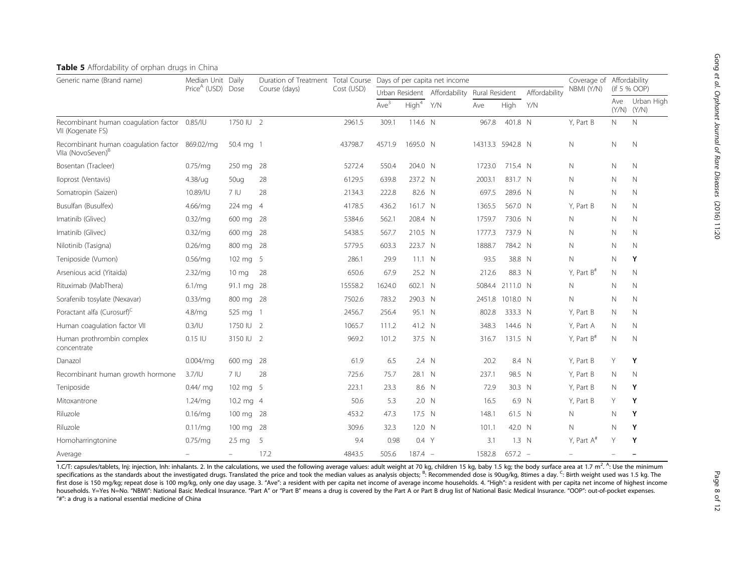**Table 5** Affordability of orphan drugs in China

| Generic name (Brand name) | Median Unit Price[A] (USD) | Daily Dose | Duration of Treatment Course (days) | Total Course Cost (USD) | Days of per capita net income | | | | | | Coverage of NBMI (Y/N) | Affordability (if 5 % OOP) | |
|---|---|---|---|---|---|---|---|---|---|---|---|---|---|
| | | | | | Urban Resident | | Affordability | Rural Resident | | Affordability | | | |
| | | | | | Ave[3] | High[4] | Y/N | Ave | High | Y/N | | Ave (Y/N) | Urban High (Y/N) |
| Recombinant human coagulation factor VII (Kogenate FS) | 0.85/IU | 1750 IU | 2 | 2961.5 | 309.1 | 114.6 | N | 967.8 | 401.8 | N | Y, Part B | N | N |
| Recombinant human coagulation factor VIIa (NovoSeven)[B] | 869.02/mg | 50.4 mg | 1 | 43798.7 | 4571.9 | 1695.0 | N | 14313.3 | 5942.8 | N | N | N | N |
| Bosentan (Tracleer) | 0.75/mg | 250 mg | 28 | 5272.4 | 550.4 | 204.0 | N | 1723.0 | 715.4 | N | N | N | N |
| Iloprost (Ventavis) | 4.38/ug | 50ug | 28 | 6129.5 | 639.8 | 237.2 | N | 2003.1 | 831.7 | N | N | N | N |
| Somatropin (Saizen) | 10.89/IU | 7 IU | 28 | 2134.3 | 222.8 | 82.6 | N | 697.5 | 289.6 | N | N | N | N |
| Busulfan (Busulfex) | 4.66/mg | 224 mg | 4 | 4178.5 | 436.2 | 161.7 | N | 1365.5 | 567.0 | N | Y, Part B | N | N |
| Imatinib (Glivec) | 0.32/mg | 600 mg | 28 | 5384.6 | 562.1 | 208.4 | N | 1759.7 | 730.6 | N | N | N | N |
| Imatinib (Glivec) | 0.32/mg | 600 mg | 28 | 5438.5 | 567.7 | 210.5 | N | 1777.3 | 737.9 | N | N | N | N |
| Nilotinib (Tasigna) | 0.26/mg | 800 mg | 28 | 5779.5 | 603.3 | 223.7 | N | 1888.7 | 784.2 | N | N | N | N |
| Teniposide (Vumon) | 0.56/mg | 102 mg | 5 | 286.1 | 29.9 | 11.1 | N | 93.5 | 38.8 | N | N | N | **Y** |
| Arsenious acid (Yitaida) | 2.32/mg | 10 mg | 28 | 650.6 | 67.9 | 25.2 | N | 212.6 | 88.3 | N | Y, Part B[#] | N | N |
| Rituximab (MabThera) | 6.1/mg | 91.1 mg | 28 | 15558.2 | 1624.0 | 602.1 | N | 5084.4 | 2111.0 | N | N | N | N |
| Sorafenib tosylate (Nexavar) | 0.33/mg | 800 mg | 28 | 7502.6 | 783.2 | 290.3 | N | 2451.8 | 1018.0 | N | N | N | N |
| Poractant alfa (Curosurf)[C] | 4.8/mg | 525 mg | 1 | 2456.7 | 256.4 | 95.1 | N | 802.8 | 333.3 | N | Y, Part B | N | N |
| Human coagulation factor VII | 0.3/IU | 1750 IU | 2 | 1065.7 | 111.2 | 41.2 | N | 348.3 | 144.6 | N | Y, Part A | N | N |
| Human prothrombin complex concentrate | 0.15 IU | 3150 IU | 2 | 969.2 | 101.2 | 37.5 | N | 316.7 | 131.5 | N | Y, Part B[#] | N | N |
| Danazol | 0.004/mg | 600 mg | 28 | 61.9 | 6.5 | 2.4 | N | 20.2 | 8.4 | N | Y, Part B | Y | **Y** |
| Recombinant human growth hormone | 3.7/IU | 7 IU | 28 | 725.6 | 75.7 | 28.1 | N | 237.1 | 98.5 | N | Y, Part B | N | N |
| Teniposide | 0.44/ mg | 102 mg | 5 | 223.1 | 23.3 | 8.6 | N | 72.9 | 30.3 | N | Y, Part B | N | **Y** |
| Mitoxantrone | 1.24/mg | 10.2 mg | 4 | 50.6 | 5.3 | 2.0 | N | 16.5 | 6.9 | N | Y, Part B | Y | **Y** |
| Riluzole | 0.16/mg | 100 mg | 28 | 453.2 | 47.3 | 17.5 | N | 148.1 | 61.5 | N | N | N | **Y** |
| Riluzole | 0.11/mg | 100 mg | 28 | 309.6 | 32.3 | 12.0 | N | 101.1 | 42.0 | N | N | N | **Y** |
| Homoharringtonine | 0.75/mg | 2.5 mg | 5 | 9.4 | 0.98 | 0.4 | Y | 3.1 | 1.3 | N | Y, Part A[#] | Y | **Y** |
| Average | – | – | 17.2 | 4843.5 | 505.6 | 187.4 | – | 1582.8 | 657.2 | – | – | – | **–** |

1.C/T: capsules/tablets, Inj: injection, Inh: inhalants. 2. In the calculations, we used the following average values: adult weight at 70 kg, children 15 kg, baby 1.5 kg; the body surface area at 1.7 $m^2$. [A]: Use the minimum specifications as the standards about the investigated drugs. Translated the price and took the median values as analysis objects; [B]: Recommended dose is 90ug/kg, 8times a day. [C]: Birth weight used was 1.5 kg. The first dose is 150 mg/kg; repeat dose is 100 mg/kg, only one day usage. 3. "Ave": a resident with per capita net income of average income households. 4. "High": a resident with per capita net income of highest income households. Y=Yes N=No. "NBMI": National Basic Medical Insurance. "Part A" or "Part B" means a drug is covered by the Part A or Part B drug list of National Basic Medical Insurance. "OOP": out-of-pocket expenses. "#": a drug is a national essential medicine of China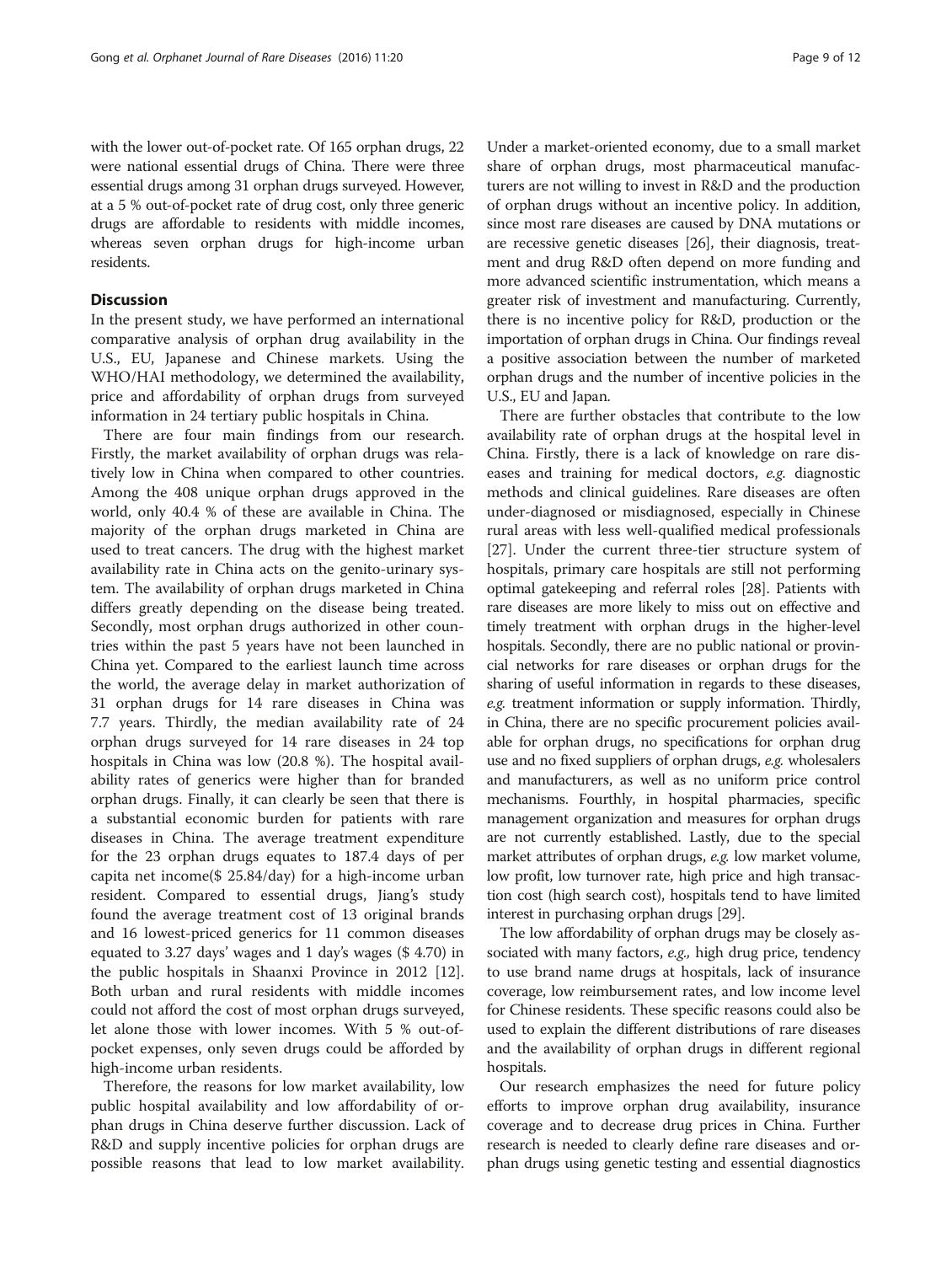with the lower out-of-pocket rate. Of 165 orphan drugs, 22 were national essential drugs of China. There were three essential drugs among 31 orphan drugs surveyed. However, at a 5 % out-of-pocket rate of drug cost, only three generic drugs are affordable to residents with middle incomes, whereas seven orphan drugs for high-income urban residents.

## Discussion

In the present study, we have performed an international comparative analysis of orphan drug availability in the U.S., EU, Japanese and Chinese markets. Using the WHO/HAI methodology, we determined the availability, price and affordability of orphan drugs from surveyed information in 24 tertiary public hospitals in China.

There are four main findings from our research. Firstly, the market availability of orphan drugs was relatively low in China when compared to other countries. Among the 408 unique orphan drugs approved in the world, only 40.4 % of these are available in China. The majority of the orphan drugs marketed in China are used to treat cancers. The drug with the highest market availability rate in China acts on the genito-urinary system. The availability of orphan drugs marketed in China differs greatly depending on the disease being treated. Secondly, most orphan drugs authorized in other countries within the past 5 years have not been launched in China yet. Compared to the earliest launch time across the world, the average delay in market authorization of 31 orphan drugs for 14 rare diseases in China was 7.7 years. Thirdly, the median availability rate of 24 orphan drugs surveyed for 14 rare diseases in 24 top hospitals in China was low (20.8 %). The hospital availability rates of generics were higher than for branded orphan drugs. Finally, it can clearly be seen that there is a substantial economic burden for patients with rare diseases in China. The average treatment expenditure for the 23 orphan drugs equates to 187.4 days of per capita net income($ 25.84/day) for a high-income urban resident. Compared to essential drugs, Jiang's study found the average treatment cost of 13 original brands and 16 lowest-priced generics for 11 common diseases equated to 3.27 days' wages and 1 day's wages ($ 4.70) in the public hospitals in Shaanxi Province in 2012 [12]. Both urban and rural residents with middle incomes could not afford the cost of most orphan drugs surveyed, let alone those with lower incomes. With 5 % out-of-pocket expenses, only seven drugs could be afforded by high-income urban residents.

Therefore, the reasons for low market availability, low public hospital availability and low affordability of orphan drugs in China deserve further discussion. Lack of R&D and supply incentive policies for orphan drugs are possible reasons that lead to low market availability. Under a market-oriented economy, due to a small market share of orphan drugs, most pharmaceutical manufacturers are not willing to invest in R&D and the production of orphan drugs without an incentive policy. In addition, since most rare diseases are caused by DNA mutations or are recessive genetic diseases [26], their diagnosis, treatment and drug R&D often depend on more funding and more advanced scientific instrumentation, which means a greater risk of investment and manufacturing. Currently, there is no incentive policy for R&D, production or the importation of orphan drugs in China. Our findings reveal a positive association between the number of marketed orphan drugs and the number of incentive policies in the U.S., EU and Japan.

There are further obstacles that contribute to the low availability rate of orphan drugs at the hospital level in China. Firstly, there is a lack of knowledge on rare diseases and training for medical doctors, *e.g.* diagnostic methods and clinical guidelines. Rare diseases are often under-diagnosed or misdiagnosed, especially in Chinese rural areas with less well-qualified medical professionals [27]. Under the current three-tier structure system of hospitals, primary care hospitals are still not performing optimal gatekeeping and referral roles [28]. Patients with rare diseases are more likely to miss out on effective and timely treatment with orphan drugs in the higher-level hospitals. Secondly, there are no public national or provincial networks for rare diseases or orphan drugs for the sharing of useful information in regards to these diseases, *e.g.* treatment information or supply information. Thirdly, in China, there are no specific procurement policies available for orphan drugs, no specifications for orphan drug use and no fixed suppliers of orphan drugs, *e.g.* wholesalers and manufacturers, as well as no uniform price control mechanisms. Fourthly, in hospital pharmacies, specific management organization and measures for orphan drugs are not currently established. Lastly, due to the special market attributes of orphan drugs, *e.g.* low market volume, low profit, low turnover rate, high price and high transaction cost (high search cost), hospitals tend to have limited interest in purchasing orphan drugs [29].

The low affordability of orphan drugs may be closely associated with many factors, *e.g.,* high drug price, tendency to use brand name drugs at hospitals, lack of insurance coverage, low reimbursement rates, and low income level for Chinese residents. These specific reasons could also be used to explain the different distributions of rare diseases and the availability of orphan drugs in different regional hospitals.

Our research emphasizes the need for future policy efforts to improve orphan drug availability, insurance coverage and to decrease drug prices in China. Further research is needed to clearly define rare diseases and orphan drugs using genetic testing and essential diagnostics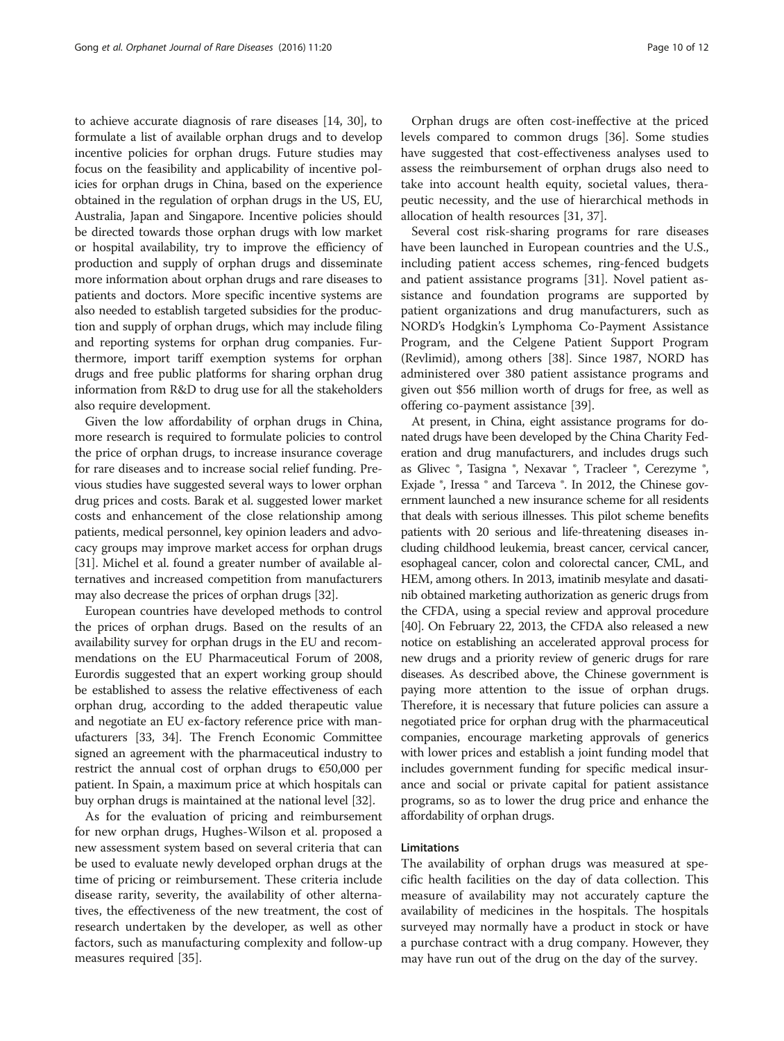to achieve accurate diagnosis of rare diseases [14, 30], to formulate a list of available orphan drugs and to develop incentive policies for orphan drugs. Future studies may focus on the feasibility and applicability of incentive policies for orphan drugs in China, based on the experience obtained in the regulation of orphan drugs in the US, EU, Australia, Japan and Singapore. Incentive policies should be directed towards those orphan drugs with low market or hospital availability, try to improve the efficiency of production and supply of orphan drugs and disseminate more information about orphan drugs and rare diseases to patients and doctors. More specific incentive systems are also needed to establish targeted subsidies for the production and supply of orphan drugs, which may include filing and reporting systems for orphan drug companies. Furthermore, import tariff exemption systems for orphan drugs and free public platforms for sharing orphan drug information from R&D to drug use for all the stakeholders also require development.

Given the low affordability of orphan drugs in China, more research is required to formulate policies to control the price of orphan drugs, to increase insurance coverage for rare diseases and to increase social relief funding. Previous studies have suggested several ways to lower orphan drug prices and costs. Barak et al. suggested lower market costs and enhancement of the close relationship among patients, medical personnel, key opinion leaders and advocacy groups may improve market access for orphan drugs [31]. Michel et al. found a greater number of available alternatives and increased competition from manufacturers may also decrease the prices of orphan drugs [32].

European countries have developed methods to control the prices of orphan drugs. Based on the results of an availability survey for orphan drugs in the EU and recommendations on the EU Pharmaceutical Forum of 2008, Eurordis suggested that an expert working group should be established to assess the relative effectiveness of each orphan drug, according to the added therapeutic value and negotiate an EU ex-factory reference price with manufacturers [33, 34]. The French Economic Committee signed an agreement with the pharmaceutical industry to restrict the annual cost of orphan drugs to €50,000 per patient. In Spain, a maximum price at which hospitals can buy orphan drugs is maintained at the national level [32].

As for the evaluation of pricing and reimbursement for new orphan drugs, Hughes-Wilson et al. proposed a new assessment system based on several criteria that can be used to evaluate newly developed orphan drugs at the time of pricing or reimbursement. These criteria include disease rarity, severity, the availability of other alternatives, the effectiveness of the new treatment, the cost of research undertaken by the developer, as well as other factors, such as manufacturing complexity and follow-up measures required [35].

Orphan drugs are often cost-ineffective at the priced levels compared to common drugs [36]. Some studies have suggested that cost-effectiveness analyses used to assess the reimbursement of orphan drugs also need to take into account health equity, societal values, therapeutic necessity, and the use of hierarchical methods in allocation of health resources [31, 37].

Several cost risk-sharing programs for rare diseases have been launched in European countries and the U.S., including patient access schemes, ring-fenced budgets and patient assistance programs [31]. Novel patient assistance and foundation programs are supported by patient organizations and drug manufacturers, such as NORD's Hodgkin's Lymphoma Co-Payment Assistance Program, and the Celgene Patient Support Program (Revlimid), among others [38]. Since 1987, NORD has administered over 380 patient assistance programs and given out $56 million worth of drugs for free, as well as offering co-payment assistance [39].

At present, in China, eight assistance programs for donated drugs have been developed by the China Charity Federation and drug manufacturers, and includes drugs such as Glivec ®, Tasigna ®, Nexavar ®, Tracleer ®, Cerezyme ®, Exjade ®, Iressa ® and Tarceva ®. In 2012, the Chinese government launched a new insurance scheme for all residents that deals with serious illnesses. This pilot scheme benefits patients with 20 serious and life-threatening diseases including childhood leukemia, breast cancer, cervical cancer, esophageal cancer, colon and colorectal cancer, CML, and HEM, among others. In 2013, imatinib mesylate and dasatinib obtained marketing authorization as generic drugs from the CFDA, using a special review and approval procedure [40]. On February 22, 2013, the CFDA also released a new notice on establishing an accelerated approval process for new drugs and a priority review of generic drugs for rare diseases. As described above, the Chinese government is paying more attention to the issue of orphan drugs. Therefore, it is necessary that future policies can assure a negotiated price for orphan drug with the pharmaceutical companies, encourage marketing approvals of generics with lower prices and establish a joint funding model that includes government funding for specific medical insurance and social or private capital for patient assistance programs, so as to lower the drug price and enhance the affordability of orphan drugs.

### Limitations

The availability of orphan drugs was measured at specific health facilities on the day of data collection. This measure of availability may not accurately capture the availability of medicines in the hospitals. The hospitals surveyed may normally have a product in stock or have a purchase contract with a drug company. However, they may have run out of the drug on the day of the survey.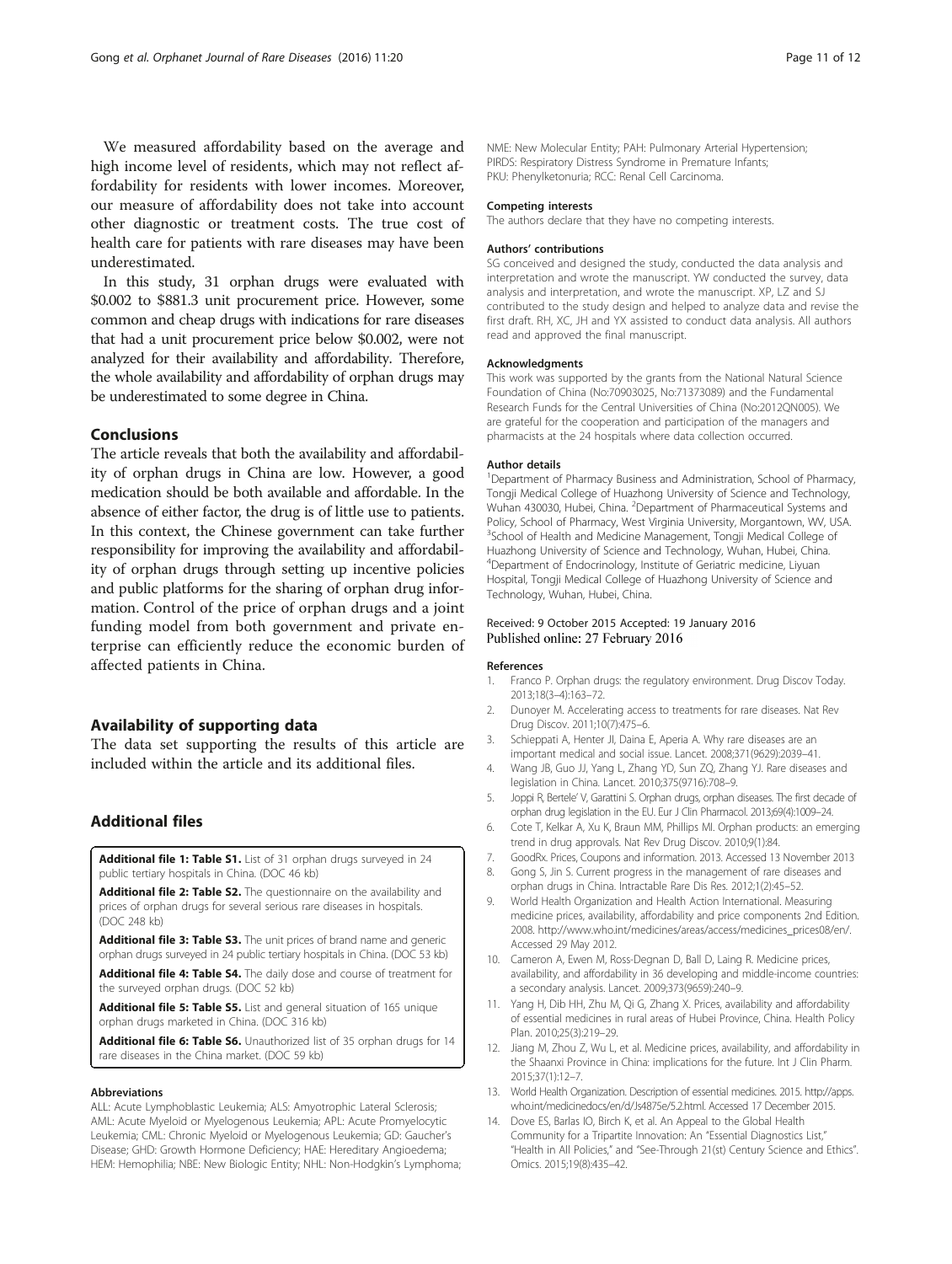We measured affordability based on the average and high income level of residents, which may not reflect affordability for residents with lower incomes. Moreover, our measure of affordability does not take into account other diagnostic or treatment costs. The true cost of health care for patients with rare diseases may have been underestimated.

In this study, 31 orphan drugs were evaluated with \$0.002 to \$881.3 unit procurement price. However, some common and cheap drugs with indications for rare diseases that had a unit procurement price below \$0.002, were not analyzed for their availability and affordability. Therefore, the whole availability and affordability of orphan drugs may be underestimated to some degree in China.

## Conclusions

The article reveals that both the availability and affordability of orphan drugs in China are low. However, a good medication should be both available and affordable. In the absence of either factor, the drug is of little use to patients. In this context, the Chinese government can take further responsibility for improving the availability and affordability of orphan drugs through setting up incentive policies and public platforms for the sharing of orphan drug information. Control of the price of orphan drugs and a joint funding model from both government and private enterprise can efficiently reduce the economic burden of affected patients in China.

## Availability of supporting data

The data set supporting the results of this article are included within the article and its additional files.

## Additional files

**Additional file 1: Table S1.** List of 31 orphan drugs surveyed in 24 public tertiary hospitals in China. (DOC 46 kb)

**Additional file 2: Table S2.** The questionnaire on the availability and prices of orphan drugs for several serious rare diseases in hospitals. (DOC 248 kb)

**Additional file 3: Table S3.** The unit prices of brand name and generic orphan drugs surveyed in 24 public tertiary hospitals in China. (DOC 53 kb)

**Additional file 4: Table S4.** The daily dose and course of treatment for the surveyed orphan drugs. (DOC 52 kb)

**Additional file 5: Table S5.** List and general situation of 165 unique orphan drugs marketed in China. (DOC 316 kb)

**Additional file 6: Table S6.** Unauthorized list of 35 orphan drugs for 14 rare diseases in the China market. (DOC 59 kb)

#### Abbreviations

ALL: Acute Lymphoblastic Leukemia; ALS: Amyotrophic Lateral Sclerosis; AML: Acute Myeloid or Myelogenous Leukemia; APL: Acute Promyelocytic Leukemia; CML: Chronic Myeloid or Myelogenous Leukemia; GD: Gaucher's Disease; GHD: Growth Hormone Deficiency; HAE: Hereditary Angioedema; HEM: Hemophilia; NBE: New Biologic Entity; NHL: Non-Hodgkin's Lymphoma; NME: New Molecular Entity; PAH: Pulmonary Arterial Hypertension; PIRDS: Respiratory Distress Syndrome in Premature Infants; PKU: Phenylketonuria; RCC: Renal Cell Carcinoma.

#### Competing interests

The authors declare that they have no competing interests.

#### Authors' contributions

SG conceived and designed the study, conducted the data analysis and interpretation and wrote the manuscript. YW conducted the survey, data analysis and interpretation, and wrote the manuscript. XP, LZ and SJ contributed to the study design and helped to analyze data and revise the first draft. RH, XC, JH and YX assisted to conduct data analysis. All authors read and approved the final manuscript.

#### Acknowledgments

This work was supported by the grants from the National Natural Science Foundation of China (No:70903025, No:71373089) and the Fundamental Research Funds for the Central Universities of China (No:2012QN005). We are grateful for the cooperation and participation of the managers and pharmacists at the 24 hospitals where data collection occurred.

#### Author details

[1]Department of Pharmacy Business and Administration, School of Pharmacy, Tongji Medical College of Huazhong University of Science and Technology, Wuhan 430030, Hubei, China. [2]Department of Pharmaceutical Systems and Policy, School of Pharmacy, West Virginia University, Morgantown, WV, USA. [3]School of Health and Medicine Management, Tongji Medical College of Huazhong University of Science and Technology, Wuhan, Hubei, China. [4]Department of Endocrinology, Institute of Geriatric medicine, Liyuan Hospital, Tongji Medical College of Huazhong University of Science and Technology, Wuhan, Hubei, China.

Received: 9 October 2015 Accepted: 19 January 2016
Published online: 27 February 2016

#### References

1. Franco P. Orphan drugs: the regulatory environment. Drug Discov Today. 2013;18(3–4):163–72.
2. Dunoyer M. Accelerating access to treatments for rare diseases. Nat Rev Drug Discov. 2011;10(7):475–6.
3. Schieppati A, Henter JI, Daina E, Aperia A. Why rare diseases are an important medical and social issue. Lancet. 2008;371(9629):2039–41.
4. Wang JB, Guo JJ, Yang L, Zhang YD, Sun ZQ, Zhang YJ. Rare diseases and legislation in China. Lancet. 2010;375(9716):708–9.
5. Joppi R, Bertele' V, Garattini S. Orphan drugs, orphan diseases. The first decade of orphan drug legislation in the EU. Eur J Clin Pharmacol. 2013;69(4):1009–24.
6. Cote T, Kelkar A, Xu K, Braun MM, Phillips MI. Orphan products: an emerging trend in drug approvals. Nat Rev Drug Discov. 2010;9(1):84.
7. GoodRx. Prices, Coupons and information. 2013. Accessed 13 November 2013
8. Gong S, Jin S. Current progress in the management of rare diseases and orphan drugs in China. Intractable Rare Dis Res. 2012;1(2):45–52.
9. World Health Organization and Health Action International. Measuring medicine prices, availability, affordability and price components 2nd Edition. 2008. http://www.who.int/medicines/areas/access/medicines_prices08/en/. Accessed 29 May 2012.
10. Cameron A, Ewen M, Ross-Degnan D, Ball D, Laing R. Medicine prices, availability, and affordability in 36 developing and middle-income countries: a secondary analysis. Lancet. 2009;373(9659):240–9.
11. Yang H, Dib HH, Zhu M, Qi G, Zhang X. Prices, availability and affordability of essential medicines in rural areas of Hubei Province, China. Health Policy Plan. 2010;25(3):219–29.
12. Jiang M, Zhou Z, Wu L, et al. Medicine prices, availability, and affordability in the Shaanxi Province in China: implications for the future. Int J Clin Pharm. 2015;37(1):12–7.
13. World Health Organization. Description of essential medicines. 2015. http://apps.who.int/medicinedocs/en/d/Js4875e/5.2.html. Accessed 17 December 2015.
14. Dove ES, Barlas IO, Birch K, et al. An Appeal to the Global Health Community for a Tripartite Innovation: An "Essential Diagnostics List," "Health in All Policies," and "See-Through 21(st) Century Science and Ethics". Omics. 2015;19(8):435–42.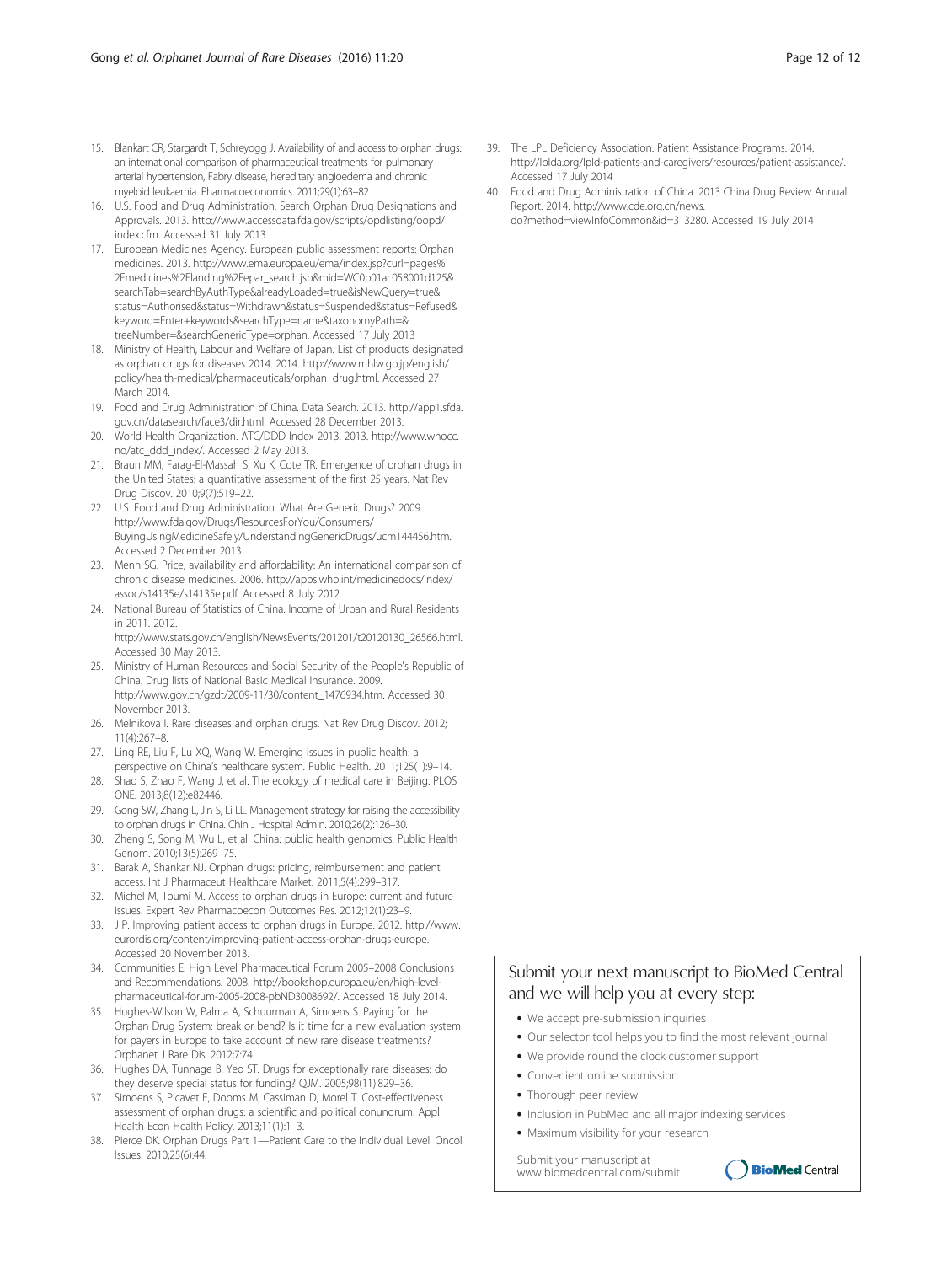15. Blankart CR, Stargardt T, Schreyogg J. Availability of and access to orphan drugs: an international comparison of pharmaceutical treatments for pulmonary arterial hypertension, Fabry disease, hereditary angioedema and chronic myeloid leukaemia. Pharmacoeconomics. 2011;29(1):63–82.
16. U.S. Food and Drug Administration. Search Orphan Drug Designations and Approvals. 2013. http://www.accessdata.fda.gov/scripts/opdlisting/oopd/index.cfm. Accessed 31 July 2013
17. European Medicines Agency. European public assessment reports: Orphan medicines. 2013. http://www.ema.europa.eu/ema/index.jsp?curl=pages%2Fmedicines%2Flanding%2Fepar_search.jsp&mid=WC0b01ac058001d125&searchTab=searchByAuthType&alreadyLoaded=true&isNewQuery=true&status=Authorised&status=Withdrawn&status=Suspended&status=Refused&keyword=Enter+keywords&searchType=name&taxonomyPath=&treeNumber=&searchGenericType=orphan. Accessed 17 July 2013
18. Ministry of Health, Labour and Welfare of Japan. List of products designated as orphan drugs for diseases 2014. 2014. http://www.mhlw.go.jp/english/policy/health-medical/pharmaceuticals/orphan_drug.html. Accessed 27 March 2014.
19. Food and Drug Administration of China. Data Search. 2013. http://app1.sfda.gov.cn/datasearch/face3/dir.html. Accessed 28 December 2013.
20. World Health Organization. ATC/DDD Index 2013. 2013. http://www.whocc.no/atc_ddd_index/. Accessed 2 May 2013.
21. Braun MM, Farag-El-Massah S, Xu K, Cote TR. Emergence of orphan drugs in the United States: a quantitative assessment of the first 25 years. Nat Rev Drug Discov. 2010;9(7):519–22.
22. U.S. Food and Drug Administration. What Are Generic Drugs? 2009. http://www.fda.gov/Drugs/ResourcesForYou/Consumers/BuyingUsingMedicineSafely/UnderstandingGenericDrugs/ucm144456.htm. Accessed 2 December 2013
23. Menn SG. Price, availability and affordability: An international comparison of chronic disease medicines. 2006. http://apps.who.int/medicinedocs/index/assoc/s14135e/s14135e.pdf. Accessed 8 July 2012.
24. National Bureau of Statistics of China. Income of Urban and Rural Residents in 2011. 2012. http://www.stats.gov.cn/english/NewsEvents/201201/t20120130_26566.html. Accessed 30 May 2013.
25. Ministry of Human Resources and Social Security of the People's Republic of China. Drug lists of National Basic Medical Insurance. 2009. http://www.gov.cn/gzdt/2009-11/30/content_1476934.htm. Accessed 30 November 2013.
26. Melnikova I. Rare diseases and orphan drugs. Nat Rev Drug Discov. 2012; 11(4):267–8.
27. Ling RE, Liu F, Lu XQ, Wang W. Emerging issues in public health: a perspective on China's healthcare system. Public Health. 2011;125(1):9–14.
28. Shao S, Zhao F, Wang J, et al. The ecology of medical care in Beijing. PLOS ONE. 2013;8(12):e82446.
29. Gong SW, Zhang L, Jin S, Li LL. Management strategy for raising the accessibility to orphan drugs in China. Chin J Hospital Admin. 2010;26(2):126–30.
30. Zheng S, Song M, Wu L, et al. China: public health genomics. Public Health Genom. 2010;13(5):269–75.
31. Barak A, Shankar NJ. Orphan drugs: pricing, reimbursement and patient access. Int J Pharmaceut Healthcare Market. 2011;5(4):299–317.
32. Michel M, Toumi M. Access to orphan drugs in Europe: current and future issues. Expert Rev Pharmacoecon Outcomes Res. 2012;12(1):23–9.
33. J P. Improving patient access to orphan drugs in Europe. 2012. http://www.eurordis.org/content/improving-patient-access-orphan-drugs-europe. Accessed 20 November 2013.
34. Communities E. High Level Pharmaceutical Forum 2005–2008 Conclusions and Recommendations. 2008. http://bookshop.europa.eu/en/high-level-pharmaceutical-forum-2005-2008-pbND3008692/. Accessed 18 July 2014.
35. Hughes-Wilson W, Palma A, Schuurman A, Simoens S. Paying for the Orphan Drug System: break or bend? Is it time for a new evaluation system for payers in Europe to take account of new rare disease treatments? Orphanet J Rare Dis. 2012;7:74.
36. Hughes DA, Tunnage B, Yeo ST. Drugs for exceptionally rare diseases: do they deserve special status for funding? QJM. 2005;98(11):829–36.
37. Simoens S, Picavet E, Dooms M, Cassiman D, Morel T. Cost-effectiveness assessment of orphan drugs: a scientific and political conundrum. Appl Health Econ Health Policy. 2013;11(1):1–3.
38. Pierce DK. Orphan Drugs Part 1—Patient Care to the Individual Level. Oncol Issues. 2010;25(6):44.
39. The LPL Deficiency Association. Patient Assistance Programs. 2014. http://lplda.org/lpld-patients-and-caregivers/resources/patient-assistance/. Accessed 17 July 2014
40. Food and Drug Administration of China. 2013 China Drug Review Annual Report. 2014. http://www.cde.org.cn/news.do?method=viewInfoCommon&id=313280. Accessed 19 July 2014

Submit your next manuscript to BioMed Central and we will help you at every step:

- We accept pre-submission inquiries
- Our selector tool helps you to find the most relevant journal
- We provide round the clock customer support
- Convenient online submission
- Thorough peer review
- Inclusion in PubMed and all major indexing services
- Maximum visibility for your research

Submit your manuscript at
www.biomedcentral.com/submit

BioMed Central